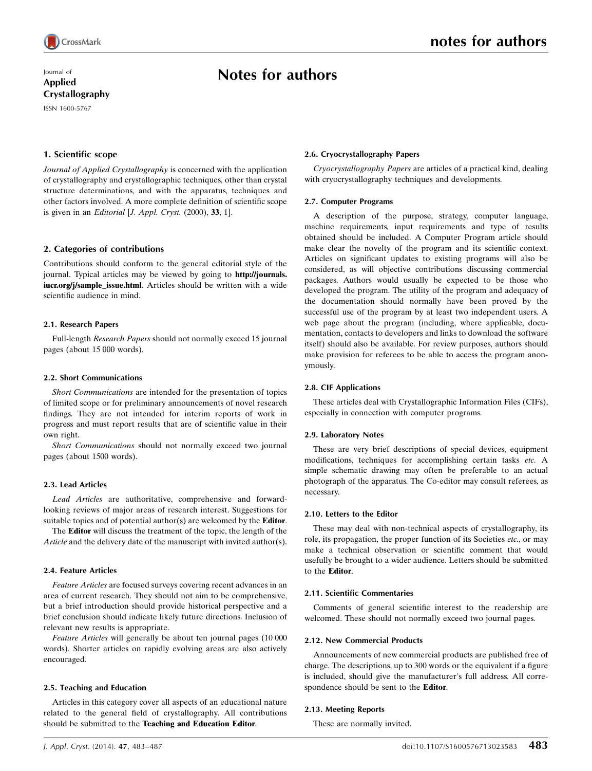Journal of
**Applied Crystallography**

ISSN 1600-5767

# Notes for authors

## 1. Scientific scope

*Journal of Applied Crystallography* is concerned with the application of crystallography and crystallographic techniques, other than crystal structure determinations, and with the apparatus, techniques and other factors involved. A more complete definition of scientific scope is given in an *Editorial* [*J. Appl. Cryst.* (2000), **33**, 1].

## 2. Categories of contributions

Contributions should conform to the general editorial style of the journal. Typical articles may be viewed by going to **http://journals.iucr.org/j/sample_issue.html**. Articles should be written with a wide scientific audience in mind.

### 2.1. Research Papers

Full-length *Research Papers* should not normally exceed 15 journal pages (about 15 000 words).

### 2.2. Short Communications

*Short Communications* are intended for the presentation of topics of limited scope or for preliminary announcements of novel research findings. They are not intended for interim reports of work in progress and must report results that are of scientific value in their own right.

*Short Communications* should not normally exceed two journal pages (about 1500 words).

### 2.3. Lead Articles

*Lead Articles* are authoritative, comprehensive and forward-looking reviews of major areas of research interest. Suggestions for suitable topics and of potential author(s) are welcomed by the **Editor**.

The **Editor** will discuss the treatment of the topic, the length of the *Article* and the delivery date of the manuscript with invited author(s).

### 2.4. Feature Articles

*Feature Articles* are focused surveys covering recent advances in an area of current research. They should not aim to be comprehensive, but a brief introduction should provide historical perspective and a brief conclusion should indicate likely future directions. Inclusion of relevant new results is appropriate.

*Feature Articles* will generally be about ten journal pages (10 000 words). Shorter articles on rapidly evolving areas are also actively encouraged.

### 2.5. Teaching and Education

Articles in this category cover all aspects of an educational nature related to the general field of crystallography. All contributions should be submitted to the **Teaching and Education Editor**.

### 2.6. Cryocrystallography Papers

*Cryocrystallography Papers* are articles of a practical kind, dealing with cryocrystallography techniques and developments.

### 2.7. Computer Programs

A description of the purpose, strategy, computer language, machine requirements, input requirements and type of results obtained should be included. A Computer Program article should make clear the novelty of the program and its scientific context. Articles on significant updates to existing programs will also be considered, as will objective contributions discussing commercial packages. Authors would usually be expected to be those who developed the program. The utility of the program and adequacy of the documentation should normally have been proved by the successful use of the program by at least two independent users. A web page about the program (including, where applicable, documentation, contacts to developers and links to download the software itself) should also be available. For review purposes, authors should make provision for referees to be able to access the program anonymously.

### 2.8. CIF Applications

These articles deal with Crystallographic Information Files (CIFs), especially in connection with computer programs.

### 2.9. Laboratory Notes

These are very brief descriptions of special devices, equipment modifications, techniques for accomplishing certain tasks *etc.* A simple schematic drawing may often be preferable to an actual photograph of the apparatus. The Co-editor may consult referees, as necessary.

### 2.10. Letters to the Editor

These may deal with non-technical aspects of crystallography, its role, its propagation, the proper function of its Societies *etc.*, or may make a technical observation or scientific comment that would usefully be brought to a wider audience. Letters should be submitted to the **Editor**.

### 2.11. Scientific Commentaries

Comments of general scientific interest to the readership are welcomed. These should not normally exceed two journal pages.

### 2.12. New Commercial Products

Announcements of new commercial products are published free of charge. The descriptions, up to 300 words or the equivalent if a figure is included, should give the manufacturer's full address. All correspondence should be sent to the **Editor**.

### 2.13. Meeting Reports

These are normally invited.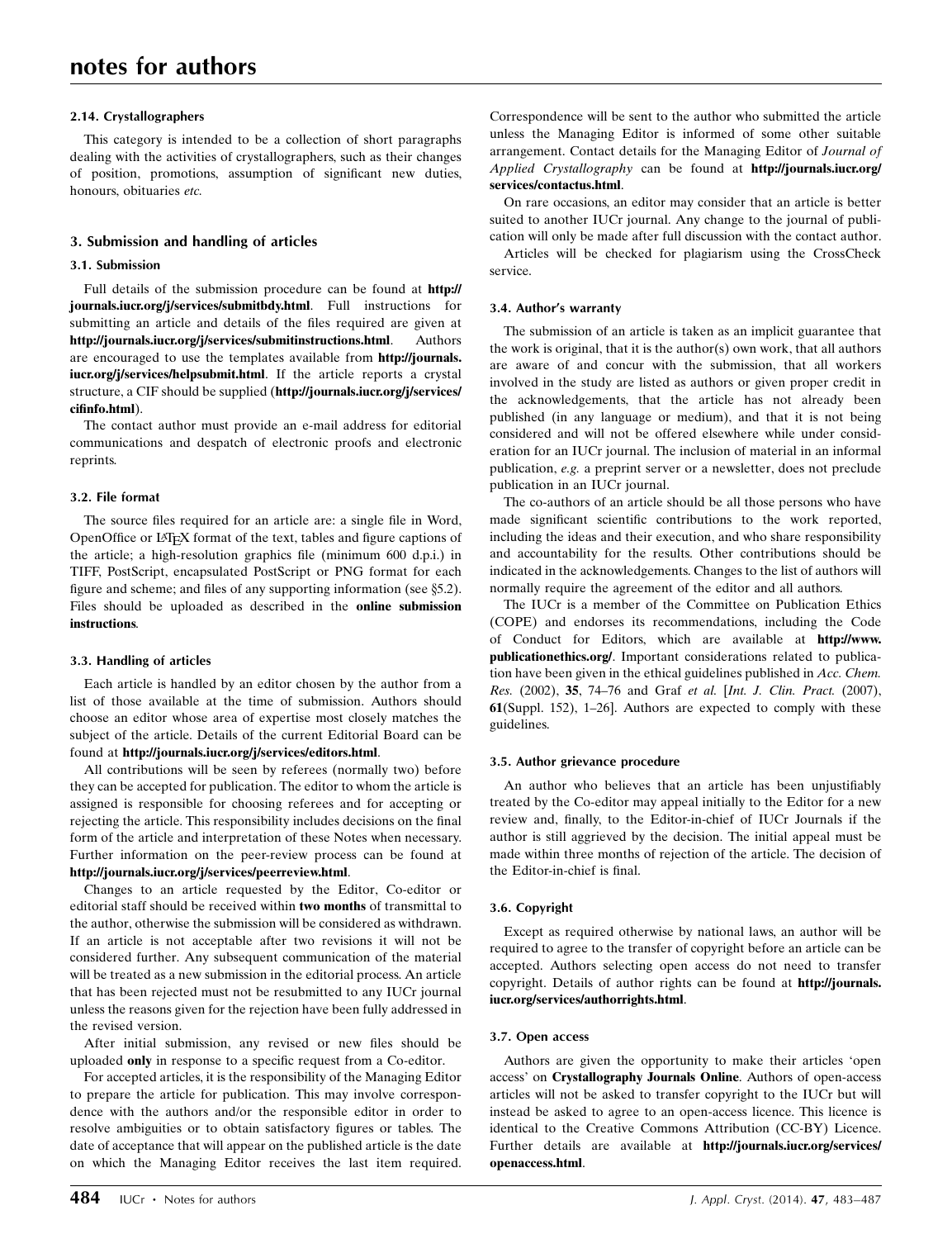### 2.14. Crystallographers

This category is intended to be a collection of short paragraphs dealing with the activities of crystallographers, such as their changes of position, promotions, assumption of significant new duties, honours, obituaries *etc.*

## 3. Submission and handling of articles

### 3.1. Submission

Full details of the submission procedure can be found at **http://journals.iucr.org/j/services/submitbdy.html**. Full instructions for submitting an article and details of the files required are given at **http://journals.iucr.org/j/services/submitinstructions.html**. Authors are encouraged to use the templates available from **http://journals.iucr.org/j/services/helpsubmit.html**. If the article reports a crystal structure, a CIF should be supplied (**http://journals.iucr.org/j/services/cifinfo.html**).

The contact author must provide an e-mail address for editorial communications and despatch of electronic proofs and electronic reprints.

### 3.2. File format

The source files required for an article are: a single file in Word, OpenOffice or LaTeX format of the text, tables and figure captions of the article; a high-resolution graphics file (minimum 600 d.p.i.) in TIFF, PostScript, encapsulated PostScript or PNG format for each figure and scheme; and files of any supporting information (see §5.2). Files should be uploaded as described in the **online submission instructions**.

### 3.3. Handling of articles

Each article is handled by an editor chosen by the author from a list of those available at the time of submission. Authors should choose an editor whose area of expertise most closely matches the subject of the article. Details of the current Editorial Board can be found at **http://journals.iucr.org/j/services/editors.html**.

All contributions will be seen by referees (normally two) before they can be accepted for publication. The editor to whom the article is assigned is responsible for choosing referees and for accepting or rejecting the article. This responsibility includes decisions on the final form of the article and interpretation of these Notes when necessary. Further information on the peer-review process can be found at **http://journals.iucr.org/j/services/peerreview.html**.

Changes to an article requested by the Editor, Co-editor or editorial staff should be received within **two months** of transmittal to the author, otherwise the submission will be considered as withdrawn. If an article is not acceptable after two revisions it will not be considered further. Any subsequent communication of the material will be treated as a new submission in the editorial process. An article that has been rejected must not be resubmitted to any IUCr journal unless the reasons given for the rejection have been fully addressed in the revised version.

After initial submission, any revised or new files should be uploaded **only** in response to a specific request from a Co-editor.

For accepted articles, it is the responsibility of the Managing Editor to prepare the article for publication. This may involve correspondence with the authors and/or the responsible editor in order to resolve ambiguities or to obtain satisfactory figures or tables. The date of acceptance that will appear on the published article is the date on which the Managing Editor receives the last item required. Correspondence will be sent to the author who submitted the article unless the Managing Editor is informed of some other suitable arrangement. Contact details for the Managing Editor of *Journal of Applied Crystallography* can be found at **http://journals.iucr.org/services/contactus.html**.

On rare occasions, an editor may consider that an article is better suited to another IUCr journal. Any change to the journal of publication will only be made after full discussion with the contact author.

Articles will be checked for plagiarism using the CrossCheck service.

### 3.4. Author's warranty

The submission of an article is taken as an implicit guarantee that the work is original, that it is the author(s) own work, that all authors are aware of and concur with the submission, that all workers involved in the study are listed as authors or given proper credit in the acknowledgements, that the article has not already been published (in any language or medium), and that it is not being considered and will not be offered elsewhere while under consideration for an IUCr journal. The inclusion of material in an informal publication, *e.g.* a preprint server or a newsletter, does not preclude publication in an IUCr journal.

The co-authors of an article should be all those persons who have made significant scientific contributions to the work reported, including the ideas and their execution, and who share responsibility and accountability for the results. Other contributions should be indicated in the acknowledgements. Changes to the list of authors will normally require the agreement of the editor and all authors.

The IUCr is a member of the Committee on Publication Ethics (COPE) and endorses its recommendations, including the Code of Conduct for Editors, which are available at **http://www.publicationethics.org/**. Important considerations related to publication have been given in the ethical guidelines published in *Acc. Chem. Res.* (2002), **35**, 74–76 and Graf *et al.* [*Int. J. Clin. Pract.* (2007), **61**(Suppl. 152), 1–26]. Authors are expected to comply with these guidelines.

### 3.5. Author grievance procedure

An author who believes that an article has been unjustifiably treated by the Co-editor may appeal initially to the Editor for a new review and, finally, to the Editor-in-chief of IUCr Journals if the author is still aggrieved by the decision. The initial appeal must be made within three months of rejection of the article. The decision of the Editor-in-chief is final.

### 3.6. Copyright

Except as required otherwise by national laws, an author will be required to agree to the transfer of copyright before an article can be accepted. Authors selecting open access do not need to transfer copyright. Details of author rights can be found at **http://journals.iucr.org/services/authorrights.html**.

### 3.7. Open access

Authors are given the opportunity to make their articles 'open access' on **Crystallography Journals Online**. Authors of open-access articles will not be asked to transfer copyright to the IUCr but will instead be asked to agree to an open-access licence. This licence is identical to the Creative Commons Attribution (CC-BY) Licence. Further details are available at **http://journals.iucr.org/services/openaccess.html**.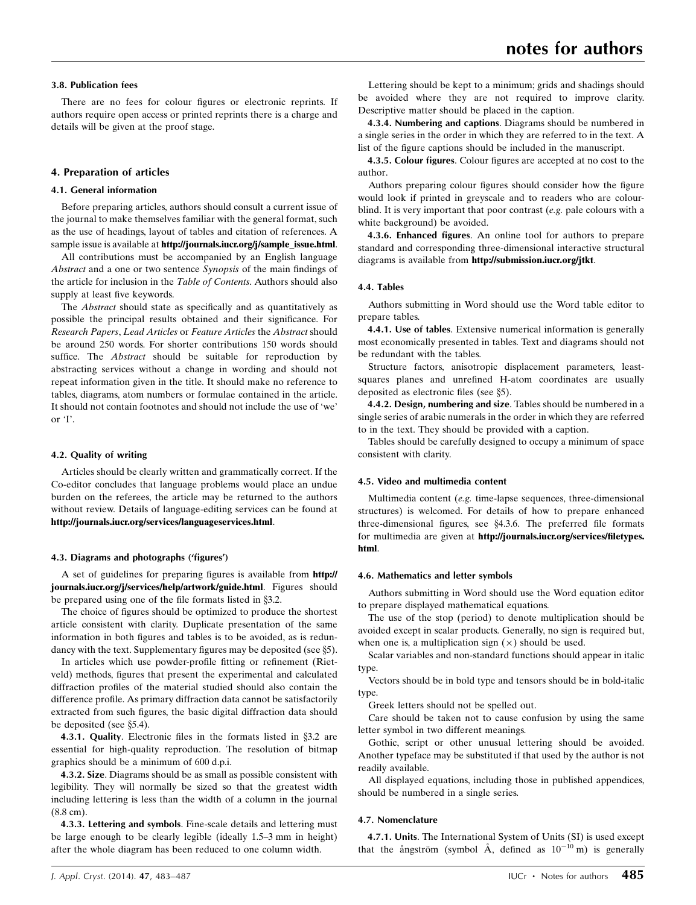### 3.8. Publication fees

There are no fees for colour figures or electronic reprints. If authors require open access or printed reprints there is a charge and details will be given at the proof stage.

## 4. Preparation of articles

### 4.1. General information

Before preparing articles, authors should consult a current issue of the journal to make themselves familiar with the general format, such as the use of headings, layout of tables and citation of references. A sample issue is available at **http://journals.iucr.org/j/sample_issue.html**.

All contributions must be accompanied by an English language *Abstract* and a one or two sentence *Synopsis* of the main findings of the article for inclusion in the *Table of Contents*. Authors should also supply at least five keywords.

The *Abstract* should state as specifically and as quantitatively as possible the principal results obtained and their significance. For *Research Papers*, *Lead Articles* or *Feature Articles* the *Abstract* should be around 250 words. For shorter contributions 150 words should suffice. The *Abstract* should be suitable for reproduction by abstracting services without a change in wording and should not repeat information given in the title. It should make no reference to tables, diagrams, atom numbers or formulae contained in the article. It should not contain footnotes and should not include the use of 'we' or 'I'.

### 4.2. Quality of writing

Articles should be clearly written and grammatically correct. If the Co-editor concludes that language problems would place an undue burden on the referees, the article may be returned to the authors without review. Details of language-editing services can be found at **http://journals.iucr.org/services/languageservices.html**.

### 4.3. Diagrams and photographs ('figures')

A set of guidelines for preparing figures is available from **http://journals.iucr.org/j/services/help/artwork/guide.html**. Figures should be prepared using one of the file formats listed in §3.2.

The choice of figures should be optimized to produce the shortest article consistent with clarity. Duplicate presentation of the same information in both figures and tables is to be avoided, as is redundancy with the text. Supplementary figures may be deposited (see §5).

In articles which use powder-profile fitting or refinement (Rietveld) methods, figures that present the experimental and calculated diffraction profiles of the material studied should also contain the difference profile. As primary diffraction data cannot be satisfactorily extracted from such figures, the basic digital diffraction data should be deposited (see §5.4).

**4.3.1. Quality**. Electronic files in the formats listed in §3.2 are essential for high-quality reproduction. The resolution of bitmap graphics should be a minimum of 600 d.p.i.

**4.3.2. Size**. Diagrams should be as small as possible consistent with legibility. They will normally be sized so that the greatest width including lettering is less than the width of a column in the journal (8.8 cm).

**4.3.3. Lettering and symbols**. Fine-scale details and lettering must be large enough to be clearly legible (ideally 1.5–3 mm in height) after the whole diagram has been reduced to one column width.

Lettering should be kept to a minimum; grids and shadings should be avoided where they are not required to improve clarity. Descriptive matter should be placed in the caption.

**4.3.4. Numbering and captions**. Diagrams should be numbered in a single series in the order in which they are referred to in the text. A list of the figure captions should be included in the manuscript.

**4.3.5. Colour figures**. Colour figures are accepted at no cost to the author.

Authors preparing colour figures should consider how the figure would look if printed in greyscale and to readers who are colour-blind. It is very important that poor contrast (*e.g.* pale colours with a white background) be avoided.

**4.3.6. Enhanced figures**. An online tool for authors to prepare standard and corresponding three-dimensional interactive structural diagrams is available from **http://submission.iucr.org/jtkt**.

### 4.4. Tables

Authors submitting in Word should use the Word table editor to prepare tables.

**4.4.1. Use of tables**. Extensive numerical information is generally most economically presented in tables. Text and diagrams should not be redundant with the tables.

Structure factors, anisotropic displacement parameters, least-squares planes and unrefined H-atom coordinates are usually deposited as electronic files (see §5).

**4.4.2. Design, numbering and size**. Tables should be numbered in a single series of arabic numerals in the order in which they are referred to in the text. They should be provided with a caption.

Tables should be carefully designed to occupy a minimum of space consistent with clarity.

### 4.5. Video and multimedia content

Multimedia content (*e.g.* time-lapse sequences, three-dimensional structures) is welcomed. For details of how to prepare enhanced three-dimensional figures, see §4.3.6. The preferred file formats for multimedia are given at **http://journals.iucr.org/services/filetypes.html**.

### 4.6. Mathematics and letter symbols

Authors submitting in Word should use the Word equation editor to prepare displayed mathematical equations.

The use of the stop (period) to denote multiplication should be avoided except in scalar products. Generally, no sign is required but, when one is, a multiplication sign ($\times$) should be used.

Scalar variables and non-standard functions should appear in italic type.

Vectors should be in bold type and tensors should be in bold-italic type.

Greek letters should not be spelled out.

Care should be taken not to cause confusion by using the same letter symbol in two different meanings.

Gothic, script or other unusual lettering should be avoided. Another typeface may be substituted if that used by the author is not readily available.

All displayed equations, including those in published appendices, should be numbered in a single series.

### 4.7. Nomenclature

**4.7.1. Units**. The International System of Units (SI) is used except that the ångström (symbol Å, defined as $10^{-10}$ m) is generally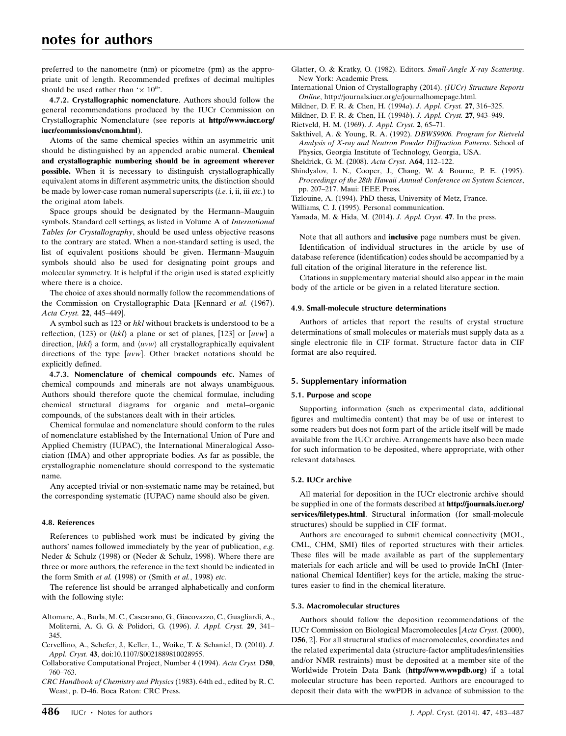preferred to the nanometre (nm) or picometre (pm) as the appropriate unit of length. Recommended prefixes of decimal multiples should be used rather than '$\times 10^n$'.

**4.7.2. Crystallographic nomenclature**. Authors should follow the general recommendations produced by the IUCr Commission on Crystallographic Nomenclature (see reports at **http://www.iucr.org/iucr/commissions/cnom.html**).

Atoms of the same chemical species within an asymmetric unit should be distinguished by an appended arabic numeral. **Chemical and crystallographic numbering should be in agreement wherever possible.** When it is necessary to distinguish crystallographically equivalent atoms in different asymmetric units, the distinction should be made by lower-case roman numeral superscripts (*i.e.* i, ii, iii *etc.*) to the original atom labels.

Space groups should be designated by the Hermann–Mauguin symbols. Standard cell settings, as listed in Volume A of *International Tables for Crystallography*, should be used unless objective reasons to the contrary are stated. When a non-standard setting is used, the list of equivalent positions should be given. Hermann–Mauguin symbols should also be used for designating point groups and molecular symmetry. It is helpful if the origin used is stated explicitly where there is a choice.

The choice of axes should normally follow the recommendations of the Commission on Crystallographic Data [Kennard *et al.* (1967). *Acta Cryst.* **22**, 445–449].

A symbol such as 123 or *hkl* without brackets is understood to be a reflection, (123) or (*hkl*) a plane or set of planes, [123] or [*uvw*] a direction, {*hkl*} a form, and ⟨*uvw*⟩ all crystallographically equivalent directions of the type [*uvw*]. Other bracket notations should be explicitly defined.

**4.7.3. Nomenclature of chemical compounds *etc*.** Names of chemical compounds and minerals are not always unambiguous. Authors should therefore quote the chemical formulae, including chemical structural diagrams for organic and metal–organic compounds, of the substances dealt with in their articles.

Chemical formulae and nomenclature should conform to the rules of nomenclature established by the International Union of Pure and Applied Chemistry (IUPAC), the International Mineralogical Association (IMA) and other appropriate bodies. As far as possible, the crystallographic nomenclature should correspond to the systematic name.

Any accepted trivial or non-systematic name may be retained, but the corresponding systematic (IUPAC) name should also be given.

### 4.8. References

References to published work must be indicated by giving the authors' names followed immediately by the year of publication, *e.g.* Neder & Schulz (1998) or (Neder & Schulz, 1998). Where there are three or more authors, the reference in the text should be indicated in the form Smith *et al.* (1998) or (Smith *et al.*, 1998) *etc.*

The reference list should be arranged alphabetically and conform with the following style:

Altomare, A., Burla, M. C., Cascarano, G., Giacovazzo, C., Guagliardi, A., Moliterni, A. G. G. & Polidori, G. (1996). *J. Appl. Cryst.* **29**, 341–345.

Cervellino, A., Schefer, J., Keller, L., Woike, T. & Schaniel, D. (2010). *J. Appl. Cryst.* **43**, doi:10.1107/S0021889810028955.

Collaborative Computational Project, Number 4 (1994). *Acta Cryst.* D**50**, 760–763.

*CRC Handbook of Chemistry and Physics* (1983). 64th ed., edited by R. C. Weast, p. D-46. Boca Raton: CRC Press.

Glatter, O. & Kratky, O. (1982). Editors. *Small-Angle X-ray Scattering*. New York: Academic Press.

International Union of Crystallography (2014). *(IUCr) Structure Reports Online*, http://journals.iucr.org/e/journalhomepage.html.

Mildner, D. F. R. & Chen, H. (1994*a*). *J. Appl. Cryst.* **27**, 316–325.

Mildner, D. F. R. & Chen, H. (1994*b*). *J. Appl. Cryst.* **27**, 943–949.

Rietveld, H. M. (1969). *J. Appl. Cryst.* **2**, 65–71.

Sakthivel, A. & Young, R. A. (1992). *DBWS9006. Program for Rietveld Analysis of X-ray and Neutron Powder Diffraction Patterns*. School of Physics, Georgia Institute of Technology, Georgia, USA.

Sheldrick, G. M. (2008). *Acta Cryst.* A**64**, 112–122.

Shindyalov, I. N., Cooper, J., Chang, W. & Bourne, P. E. (1995). *Proceedings of the 28th Hawaii Annual Conference on System Sciences*, pp. 207–217. Maui: IEEE Press.

Tizlouine, A. (1994). PhD thesis, University of Metz, France.

Williams, C. J. (1995). Personal communication.

Yamada, M. & Hida, M. (2014). *J. Appl. Cryst.* **47**. In the press.

Note that all authors and **inclusive** page numbers must be given.

Identification of individual structures in the article by use of database reference (identification) codes should be accompanied by a full citation of the original literature in the reference list.

Citations in supplementary material should also appear in the main body of the article or be given in a related literature section.

### 4.9. Small-molecule structure determinations

Authors of articles that report the results of crystal structure determinations of small molecules or materials must supply data as a single electronic file in CIF format. Structure factor data in CIF format are also required.

## 5. Supplementary information

### 5.1. Purpose and scope

Supporting information (such as experimental data, additional figures and multimedia content) that may be of use or interest to some readers but does not form part of the article itself will be made available from the IUCr archive. Arrangements have also been made for such information to be deposited, where appropriate, with other relevant databases.

### 5.2. IUCr archive

All material for deposition in the IUCr electronic archive should be supplied in one of the formats described at **http://journals.iucr.org/services/filetypes.html**. Structural information (for small-molecule structures) should be supplied in CIF format.

Authors are encouraged to submit chemical connectivity (MOL, CML, CHM, SMI) files of reported structures with their articles. These files will be made available as part of the supplementary materials for each article and will be used to provide InChI (International Chemical Identifier) keys for the article, making the structures easier to find in the chemical literature.

### 5.3. Macromolecular structures

Authors should follow the deposition recommendations of the IUCr Commission on Biological Macromolecules [*Acta Cryst.* (2000), D**56**, 2]. For all structural studies of macromolecules, coordinates and the related experimental data (structure-factor amplitudes/intensities and/or NMR restraints) must be deposited at a member site of the Worldwide Protein Data Bank (**http://www.wwpdb.org**) if a total molecular structure has been reported. Authors are encouraged to deposit their data with the wwPDB in advance of submission to the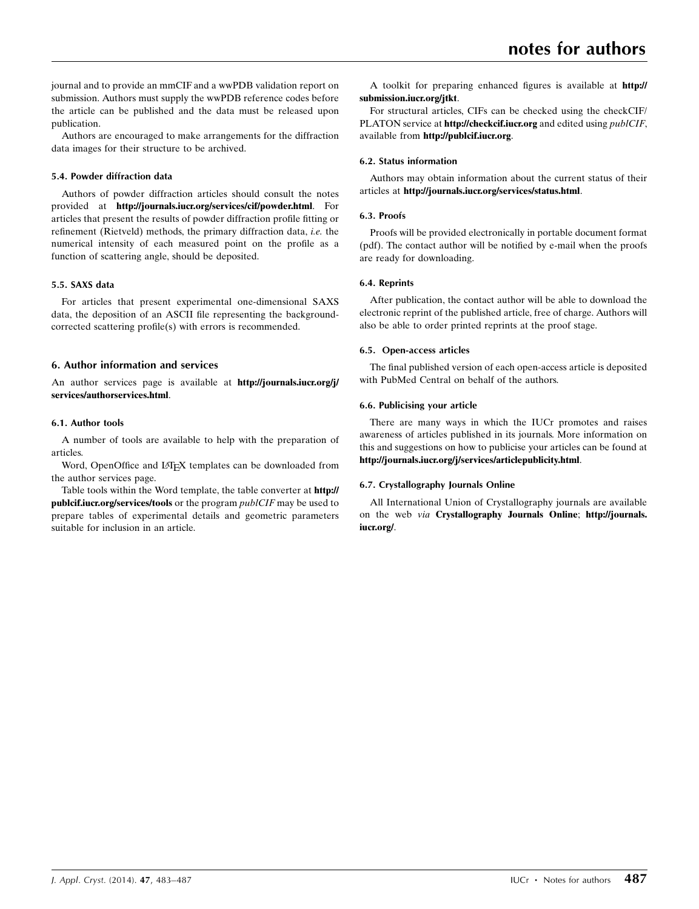journal and to provide an mmCIF and a wwPDB validation report on submission. Authors must supply the wwPDB reference codes before the article can be published and the data must be released upon publication.

Authors are encouraged to make arrangements for the diffraction data images for their structure to be archived.

### 5.4. Powder diffraction data

Authors of powder diffraction articles should consult the notes provided at **http://journals.iucr.org/services/cif/powder.html**. For articles that present the results of powder diffraction profile fitting or refinement (Rietveld) methods, the primary diffraction data, *i.e.* the numerical intensity of each measured point on the profile as a function of scattering angle, should be deposited.

### 5.5. SAXS data

For articles that present experimental one-dimensional SAXS data, the deposition of an ASCII file representing the background-corrected scattering profile(s) with errors is recommended.

## 6. Author information and services

An author services page is available at **http://journals.iucr.org/j/services/authorservices.html**.

### 6.1. Author tools

A number of tools are available to help with the preparation of articles.

Word, OpenOffice and LaTeX templates can be downloaded from the author services page.

Table tools within the Word template, the table converter at **http://publcif.iucr.org/services/tools** or the program *publCIF* may be used to prepare tables of experimental details and geometric parameters suitable for inclusion in an article.

A toolkit for preparing enhanced figures is available at **http://submission.iucr.org/jtkt**.

For structural articles, CIFs can be checked using the checkCIF/PLATON service at **http://checkcif.iucr.org** and edited using *publCIF*, available from **http://publcif.iucr.org**.

### 6.2. Status information

Authors may obtain information about the current status of their articles at **http://journals.iucr.org/services/status.html**.

### 6.3. Proofs

Proofs will be provided electronically in portable document format (pdf). The contact author will be notified by e-mail when the proofs are ready for downloading.

### 6.4. Reprints

After publication, the contact author will be able to download the electronic reprint of the published article, free of charge. Authors will also be able to order printed reprints at the proof stage.

### 6.5. Open-access articles

The final published version of each open-access article is deposited with PubMed Central on behalf of the authors.

### 6.6. Publicising your article

There are many ways in which the IUCr promotes and raises awareness of articles published in its journals. More information on this and suggestions on how to publicise your articles can be found at **http://journals.iucr.org/j/services/articlepublicity.html**.

### 6.7. Crystallography Journals Online

All International Union of Crystallography journals are available on the web *via* **Crystallography Journals Online**; **http://journals.iucr.org/**.